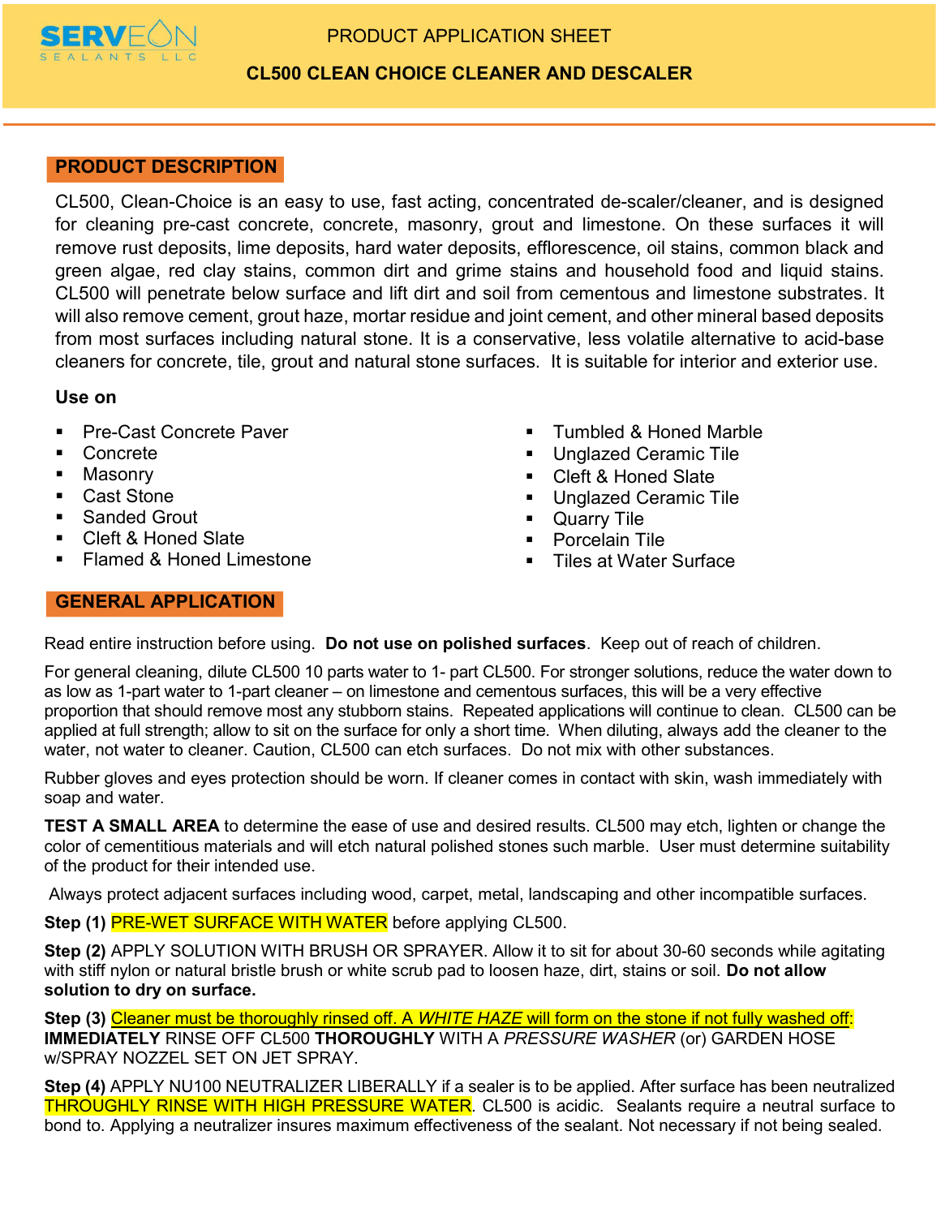SERVEON SEALANTS LLC

PRODUCT APPLICATION SHEET

# CL500 CLEAN CHOICE CLEANER AND DESCALER

## PRODUCT DESCRIPTION

CL500, Clean-Choice is an easy to use, fast acting, concentrated de-scaler/cleaner, and is designed for cleaning pre-cast concrete, concrete, masonry, grout and limestone. On these surfaces it will remove rust deposits, lime deposits, hard water deposits, efflorescence, oil stains, common black and green algae, red clay stains, common dirt and grime stains and household food and liquid stains. CL500 will penetrate below surface and lift dirt and soil from cementous and limestone substrates. It will also remove cement, grout haze, mortar residue and joint cement, and other mineral based deposits from most surfaces including natural stone. It is a conservative, less volatile alternative to acid-base cleaners for concrete, tile, grout and natural stone surfaces. It is suitable for interior and exterior use.

**Use on**

- Pre-Cast Concrete Paver
- Concrete
- Masonry
- Cast Stone
- Sanded Grout
- Cleft & Honed Slate
- Flamed & Honed Limestone
- Tumbled & Honed Marble
- Unglazed Ceramic Tile
- Cleft & Honed Slate
- Unglazed Ceramic Tile
- Quarry Tile
- Porcelain Tile
- Tiles at Water Surface

## GENERAL APPLICATION

Read entire instruction before using. **Do not use on polished surfaces**. Keep out of reach of children.

For general cleaning, dilute CL500 10 parts water to 1- part CL500. For stronger solutions, reduce the water down to as low as 1-part water to 1-part cleaner – on limestone and cementous surfaces, this will be a very effective proportion that should remove most any stubborn stains. Repeated applications will continue to clean. CL500 can be applied at full strength; allow to sit on the surface for only a short time. When diluting, always add the cleaner to the water, not water to cleaner. Caution, CL500 can etch surfaces. Do not mix with other substances.

Rubber gloves and eyes protection should be worn. If cleaner comes in contact with skin, wash immediately with soap and water.

**TEST A SMALL AREA** to determine the ease of use and desired results. CL500 may etch, lighten or change the color of cementitious materials and will etch natural polished stones such marble. User must determine suitability of the product for their intended use.

Always protect adjacent surfaces including wood, carpet, metal, landscaping and other incompatible surfaces.

**Step (1)** PRE-WET SURFACE WITH WATER before applying CL500.

**Step (2)** APPLY SOLUTION WITH BRUSH OR SPRAYER. Allow it to sit for about 30-60 seconds while agitating with stiff nylon or natural bristle brush or white scrub pad to loosen haze, dirt, stains or soil. **Do not allow solution to dry on surface.**

**Step (3)** Cleaner must be thoroughly rinsed off. A *WHITE HAZE* will form on the stone if not fully washed off: **IMMEDIATELY** RINSE OFF CL500 **THOROUGHLY** WITH A *PRESSURE WASHER* (or) GARDEN HOSE w/SPRAY NOZZEL SET ON JET SPRAY.

**Step (4)** APPLY NU100 NEUTRALIZER LIBERALLY if a sealer is to be applied. After surface has been neutralized THROUGHLY RINSE WITH HIGH PRESSURE WATER. CL500 is acidic. Sealants require a neutral surface to bond to. Applying a neutralizer insures maximum effectiveness of the sealant. Not necessary if not being sealed.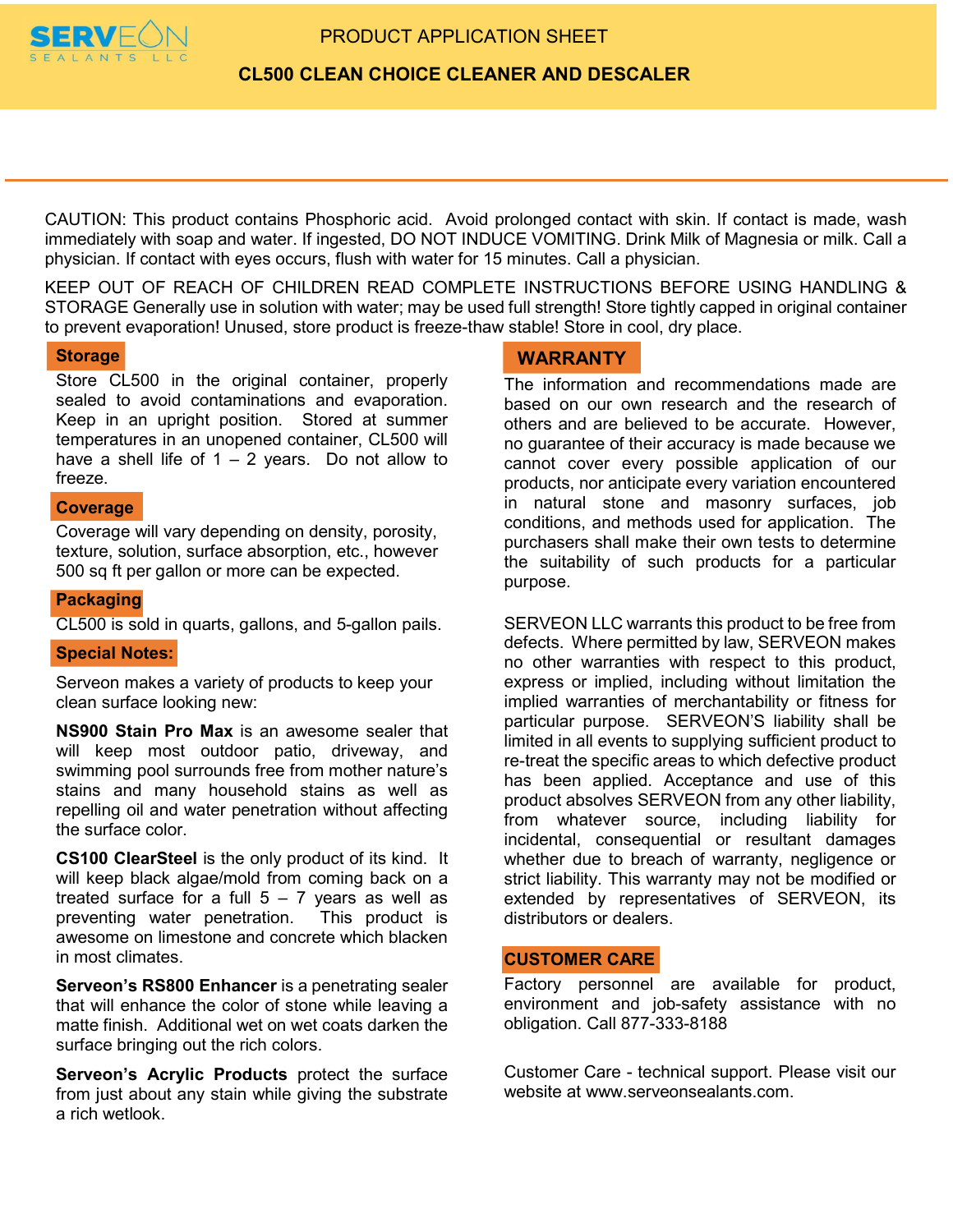SERVEON SEALANTS LLC

PRODUCT APPLICATION SHEET

# CL500 CLEAN CHOICE CLEANER AND DESCALER

CAUTION: This product contains Phosphoric acid. Avoid prolonged contact with skin. If contact is made, wash immediately with soap and water. If ingested, DO NOT INDUCE VOMITING. Drink Milk of Magnesia or milk. Call a physician. If contact with eyes occurs, flush with water for 15 minutes. Call a physician.

KEEP OUT OF REACH OF CHILDREN READ COMPLETE INSTRUCTIONS BEFORE USING HANDLING & STORAGE Generally use in solution with water; may be used full strength! Store tightly capped in original container to prevent evaporation! Unused, store product is freeze-thaw stable! Store in cool, dry place.

## Storage

Store CL500 in the original container, properly sealed to avoid contaminations and evaporation. Keep in an upright position. Stored at summer temperatures in an unopened container, CL500 will have a shell life of 1 – 2 years. Do not allow to freeze.

## Coverage

Coverage will vary depending on density, porosity, texture, solution, surface absorption, etc., however 500 sq ft per gallon or more can be expected.

## Packaging

CL500 is sold in quarts, gallons, and 5-gallon pails.

## Special Notes:

Serveon makes a variety of products to keep your clean surface looking new:

**NS900 Stain Pro Max** is an awesome sealer that will keep most outdoor patio, driveway, and swimming pool surrounds free from mother nature's stains and many household stains as well as repelling oil and water penetration without affecting the surface color.

**CS100 ClearSteel** is the only product of its kind. It will keep black algae/mold from coming back on a treated surface for a full 5 – 7 years as well as preventing water penetration. This product is awesome on limestone and concrete which blacken in most climates.

**Serveon's RS800 Enhancer** is a penetrating sealer that will enhance the color of stone while leaving a matte finish. Additional wet on wet coats darken the surface bringing out the rich colors.

**Serveon's Acrylic Products** protect the surface from just about any stain while giving the substrate a rich wetlook.

## WARRANTY

The information and recommendations made are based on our own research and the research of others and are believed to be accurate. However, no guarantee of their accuracy is made because we cannot cover every possible application of our products, nor anticipate every variation encountered in natural stone and masonry surfaces, job conditions, and methods used for application. The purchasers shall make their own tests to determine the suitability of such products for a particular purpose.

SERVEON LLC warrants this product to be free from defects. Where permitted by law, SERVEON makes no other warranties with respect to this product, express or implied, including without limitation the implied warranties of merchantability or fitness for particular purpose. SERVEON'S liability shall be limited in all events to supplying sufficient product to re-treat the specific areas to which defective product has been applied. Acceptance and use of this product absolves SERVEON from any other liability, from whatever source, including liability for incidental, consequential or resultant damages whether due to breach of warranty, negligence or strict liability. This warranty may not be modified or extended by representatives of SERVEON, its distributors or dealers.

## CUSTOMER CARE

Factory personnel are available for product, environment and job-safety assistance with no obligation. Call 877-333-8188

Customer Care - technical support. Please visit our website at www.serveonsealants.com.